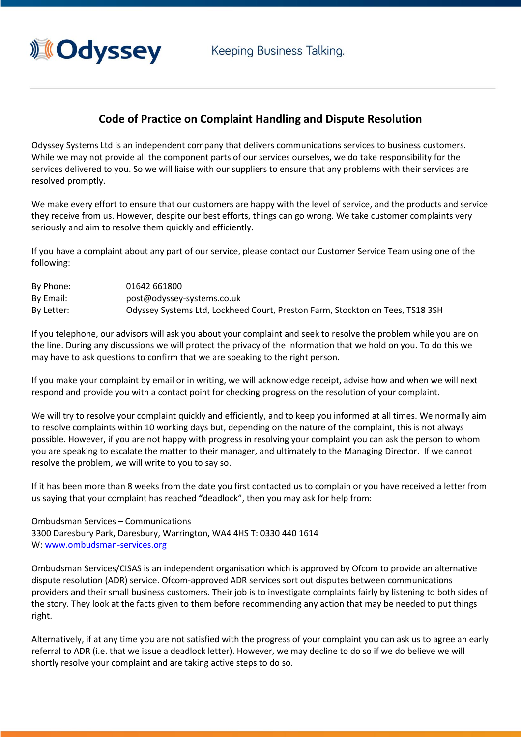Odyssey

Keeping Business Talking.

# Code of Practice on Complaint Handling and Dispute Resolution

Odyssey Systems Ltd is an independent company that delivers communications services to business customers. While we may not provide all the component parts of our services ourselves, we do take responsibility for the services delivered to you. So we will liaise with our suppliers to ensure that any problems with their services are resolved promptly.

We make every effort to ensure that our customers are happy with the level of service, and the products and service they receive from us. However, despite our best efforts, things can go wrong. We take customer complaints very seriously and aim to resolve them quickly and efficiently.

If you have a complaint about any part of our service, please contact our Customer Service Team using one of the following:

| | |
|---|---|
| By Phone: | 01642 661800 |
| By Email: | post@odyssey-systems.co.uk |
| By Letter: | Odyssey Systems Ltd, Lockheed Court, Preston Farm, Stockton on Tees, TS18 3SH |

If you telephone, our advisors will ask you about your complaint and seek to resolve the problem while you are on the line. During any discussions we will protect the privacy of the information that we hold on you. To do this we may have to ask questions to confirm that we are speaking to the right person.

If you make your complaint by email or in writing, we will acknowledge receipt, advise how and when we will next respond and provide you with a contact point for checking progress on the resolution of your complaint.

We will try to resolve your complaint quickly and efficiently, and to keep you informed at all times. We normally aim to resolve complaints within 10 working days but, depending on the nature of the complaint, this is not always possible. However, if you are not happy with progress in resolving your complaint you can ask the person to whom you are speaking to escalate the matter to their manager, and ultimately to the Managing Director. If we cannot resolve the problem, we will write to you to say so.

If it has been more than 8 weeks from the date you first contacted us to complain or you have received a letter from us saying that your complaint has reached "deadlock", then you may ask for help from:

Ombudsman Services – Communications
3300 Daresbury Park, Daresbury, Warrington, WA4 4HS T: 0330 440 1614
W: www.ombudsman-services.org

Ombudsman Services/CISAS is an independent organisation which is approved by Ofcom to provide an alternative dispute resolution (ADR) service. Ofcom-approved ADR services sort out disputes between communications providers and their small business customers. Their job is to investigate complaints fairly by listening to both sides of the story. They look at the facts given to them before recommending any action that may be needed to put things right.

Alternatively, if at any time you are not satisfied with the progress of your complaint you can ask us to agree an early referral to ADR (i.e. that we issue a deadlock letter). However, we may decline to do so if we do believe we will shortly resolve your complaint and are taking active steps to do so.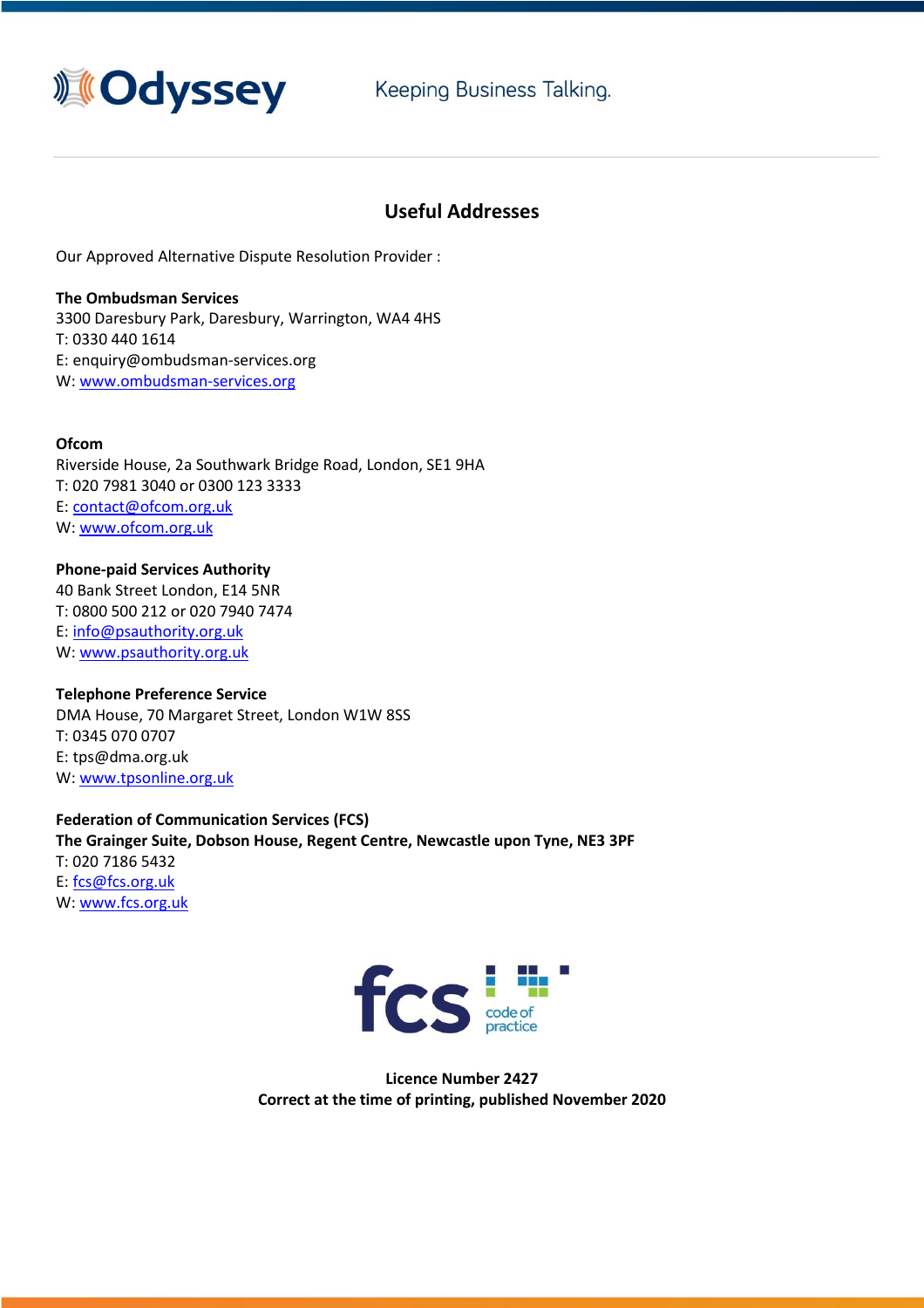## Useful Addresses

Our Approved Alternative Dispute Resolution Provider :

**The Ombudsman Services**
3300 Daresbury Park, Daresbury, Warrington, WA4 4HS
T: 0330 440 1614
E: enquiry@ombudsman-services.org
W: www.ombudsman-services.org

**Ofcom**
Riverside House, 2a Southwark Bridge Road, London, SE1 9HA
T: 020 7981 3040 or 0300 123 3333
E: contact@ofcom.org.uk
W: www.ofcom.org.uk

**Phone-paid Services Authority**
40 Bank Street London, E14 5NR
T: 0800 500 212 or 020 7940 7474
E: info@psauthority.org.uk
W: www.psauthority.org.uk

**Telephone Preference Service**
DMA House, 70 Margaret Street, London W1W 8SS
T: 0345 070 0707
E: tps@dma.org.uk
W: www.tpsonline.org.uk

**Federation of Communication Services (FCS)**
**The Grainger Suite, Dobson House, Regent Centre, Newcastle upon Tyne, NE3 3PF**
T: 020 7186 5432
E: fcs@fcs.org.uk
W: www.fcs.org.uk

fcs code of practice

**Licence Number 2427**
**Correct at the time of printing, published November 2020**